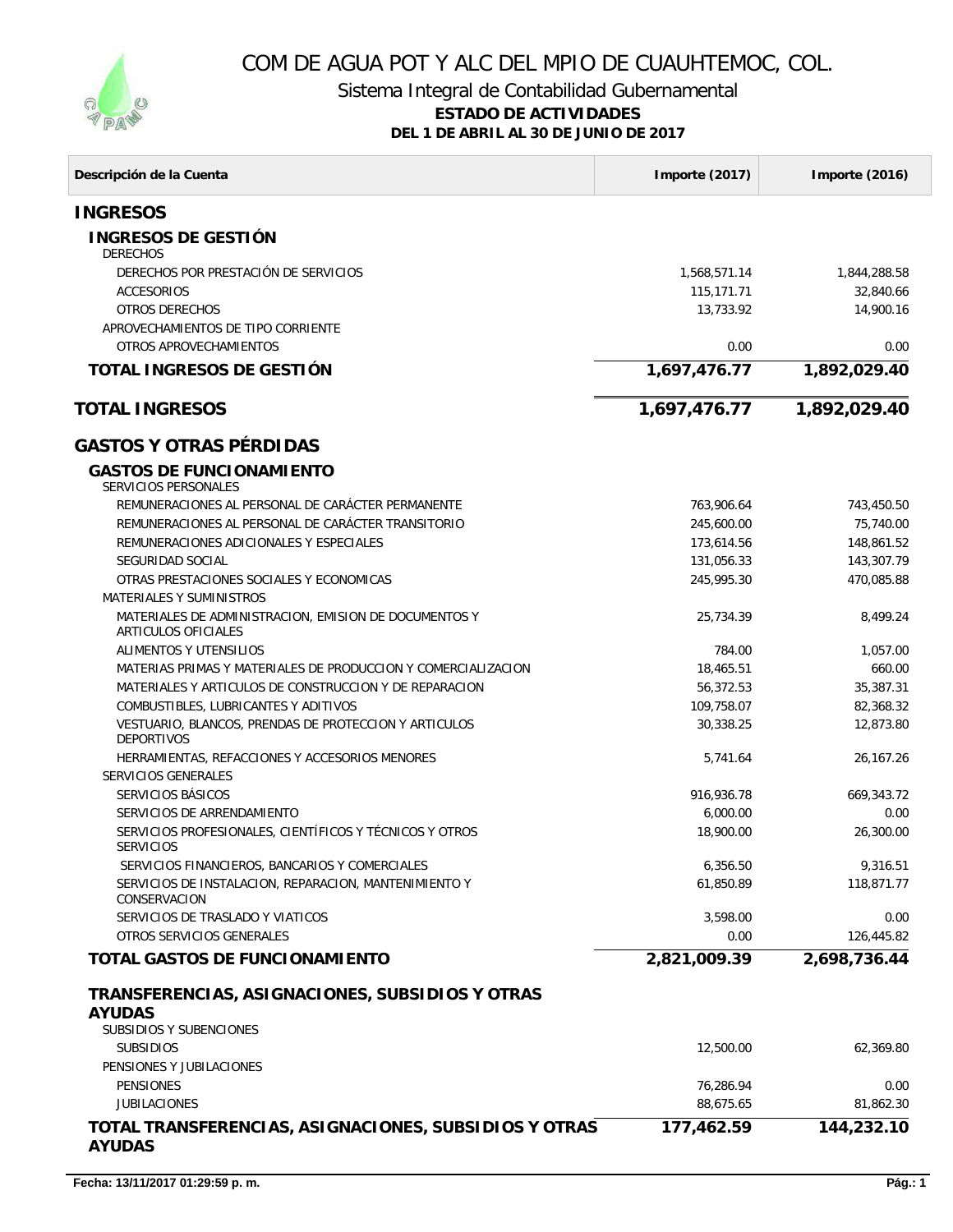# COM DE AGUA POT Y ALC DEL MPIO DE CUAUHTEMOC, COL.

## Sistema Integral de Contabilidad Gubernamental

**ESTADO DE ACTIVIDADES**

**DEL 1 DE ABRIL AL 30 DE JUNIO DE 2017**

| Descripción de la Cuenta | Importe (2017) | Importe (2016) |
|---|---|---|
| **INGRESOS** | | |
| **INGRESOS DE GESTIÓN** | | |
| DERECHOS | | |
| DERECHOS POR PRESTACIÓN DE SERVICIOS | 1,568,571.14 | 1,844,288.58 |
| ACCESORIOS | 115,171.71 | 32,840.66 |
| OTROS DERECHOS | 13,733.92 | 14,900.16 |
| APROVECHAMIENTOS DE TIPO CORRIENTE | | |
| OTROS APROVECHAMIENTOS | 0.00 | 0.00 |
| **TOTAL INGRESOS DE GESTIÓN** | **1,697,476.77** | **1,892,029.40** |
| **TOTAL INGRESOS** | **1,697,476.77** | **1,892,029.40** |
| **GASTOS Y OTRAS PÉRDIDAS** | | |
| **GASTOS DE FUNCIONAMIENTO** | | |
| SERVICIOS PERSONALES | | |
| REMUNERACIONES AL PERSONAL DE CARÁCTER PERMANENTE | 763,906.64 | 743,450.50 |
| REMUNERACIONES AL PERSONAL DE CARÁCTER TRANSITORIO | 245,600.00 | 75,740.00 |
| REMUNERACIONES ADICIONALES Y ESPECIALES | 173,614.56 | 148,861.52 |
| SEGURIDAD SOCIAL | 131,056.33 | 143,307.79 |
| OTRAS PRESTACIONES SOCIALES Y ECONOMICAS | 245,995.30 | 470,085.88 |
| MATERIALES Y SUMINISTROS | | |
| MATERIALES DE ADMINISTRACION, EMISION DE DOCUMENTOS Y ARTICULOS OFICIALES | 25,734.39 | 8,499.24 |
| ALIMENTOS Y UTENSILIOS | 784.00 | 1,057.00 |
| MATERIAS PRIMAS Y MATERIALES DE PRODUCCION Y COMERCIALIZACION | 18,465.51 | 660.00 |
| MATERIALES Y ARTICULOS DE CONSTRUCCION Y DE REPARACION | 56,372.53 | 35,387.31 |
| COMBUSTIBLES, LUBRICANTES Y ADITIVOS | 109,758.07 | 82,368.32 |
| VESTUARIO, BLANCOS, PRENDAS DE PROTECCION Y ARTICULOS DEPORTIVOS | 30,338.25 | 12,873.80 |
| HERRAMIENTAS, REFACCIONES Y ACCESORIOS MENORES | 5,741.64 | 26,167.26 |
| SERVICIOS GENERALES | | |
| SERVICIOS BÁSICOS | 916,936.78 | 669,343.72 |
| SERVICIOS DE ARRENDAMIENTO | 6,000.00 | 0.00 |
| SERVICIOS PROFESIONALES, CIENTÍFICOS Y TÉCNICOS Y OTROS SERVICIOS | 18,900.00 | 26,300.00 |
| SERVICIOS FINANCIEROS, BANCARIOS Y COMERCIALES | 6,356.50 | 9,316.51 |
| SERVICIOS DE INSTALACION, REPARACION, MANTENIMIENTO Y CONSERVACION | 61,850.89 | 118,871.77 |
| SERVICIOS DE TRASLADO Y VIATICOS | 3,598.00 | 0.00 |
| OTROS SERVICIOS GENERALES | 0.00 | 126,445.82 |
| **TOTAL GASTOS DE FUNCIONAMIENTO** | **2,821,009.39** | **2,698,736.44** |
| **TRANSFERENCIAS, ASIGNACIONES, SUBSIDIOS Y OTRAS AYUDAS** | | |
| SUBSIDIOS Y SUBENCIONES | | |
| SUBSIDIOS | 12,500.00 | 62,369.80 |
| PENSIONES Y JUBILACIONES | | |
| PENSIONES | 76,286.94 | 0.00 |
| JUBILACIONES | 88,675.65 | 81,862.30 |
| **TOTAL TRANSFERENCIAS, ASIGNACIONES, SUBSIDIOS Y OTRAS AYUDAS** | **177,462.59** | **144,232.10** |

**Fecha: 13/11/2017 01:29:59 p. m.**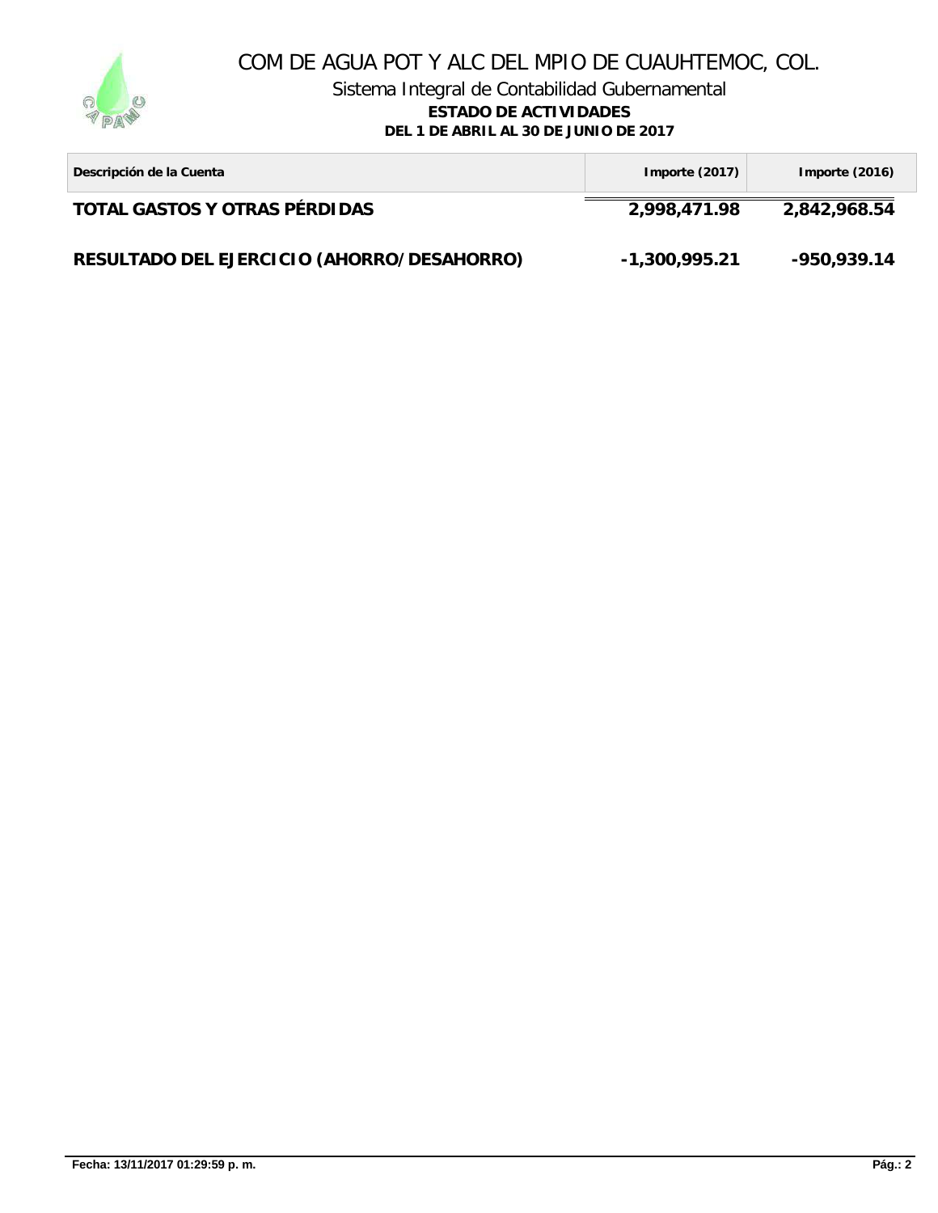# COM DE AGUA POT Y ALC DEL MPIO DE CUAUHTEMOC, COL.

Sistema Integral de Contabilidad Gubernamental

**ESTADO DE ACTIVIDADES**

**DEL 1 DE ABRIL AL 30 DE JUNIO DE 2017**

| Descripción de la Cuenta | Importe (2017) | Importe (2016) |
|---|---|---|
| **TOTAL GASTOS Y OTRAS PÉRDIDAS** | **2,998,471.98** | **2,842,968.54** |
| **RESULTADO DEL EJERCICIO (AHORRO/DESAHORRO)** | **-1,300,995.21** | **-950,939.14** |

**Fecha: 13/11/2017 01:29:59 p. m.**